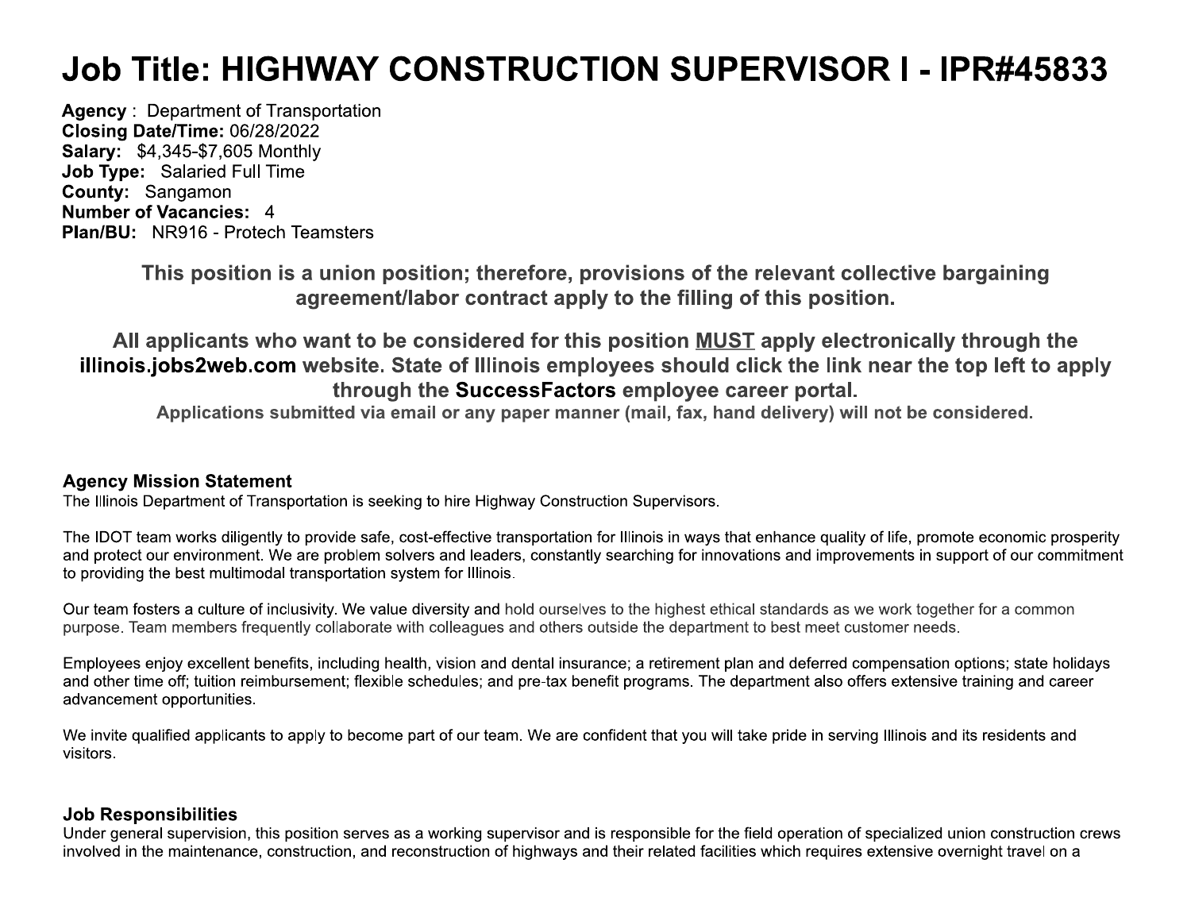# Job Title: HIGHWAY CONSTRUCTION SUPERVISOR I - IPR#45833

**Agency** : Department of Transportation
**Closing Date/Time:** 06/28/2022
**Salary:** $4,345-$7,605 Monthly
**Job Type:** Salaried Full Time
**County:** Sangamon
**Number of Vacancies:** 4
**Plan/BU:** NR916 - Protech Teamsters

**This position is a union position; therefore, provisions of the relevant collective bargaining agreement/labor contract apply to the filling of this position.**

**All applicants who want to be considered for this position MUST apply electronically through the illinois.jobs2web.com website. State of Illinois employees should click the link near the top left to apply through the SuccessFactors employee career portal.**

**Applications submitted via email or any paper manner (mail, fax, hand delivery) will not be considered.**

**Agency Mission Statement**

The Illinois Department of Transportation is seeking to hire Highway Construction Supervisors.

The IDOT team works diligently to provide safe, cost-effective transportation for Illinois in ways that enhance quality of life, promote economic prosperity and protect our environment. We are problem solvers and leaders, constantly searching for innovations and improvements in support of our commitment to providing the best multimodal transportation system for Illinois.

Our team fosters a culture of inclusivity. We value diversity and hold ourselves to the highest ethical standards as we work together for a common purpose. Team members frequently collaborate with colleagues and others outside the department to best meet customer needs.

Employees enjoy excellent benefits, including health, vision and dental insurance; a retirement plan and deferred compensation options; state holidays and other time off; tuition reimbursement; flexible schedules; and pre-tax benefit programs. The department also offers extensive training and career advancement opportunities.

We invite qualified applicants to apply to become part of our team. We are confident that you will take pride in serving Illinois and its residents and visitors.

**Job Responsibilities**

Under general supervision, this position serves as a working supervisor and is responsible for the field operation of specialized union construction crews involved in the maintenance, construction, and reconstruction of highways and their related facilities which requires extensive overnight travel on a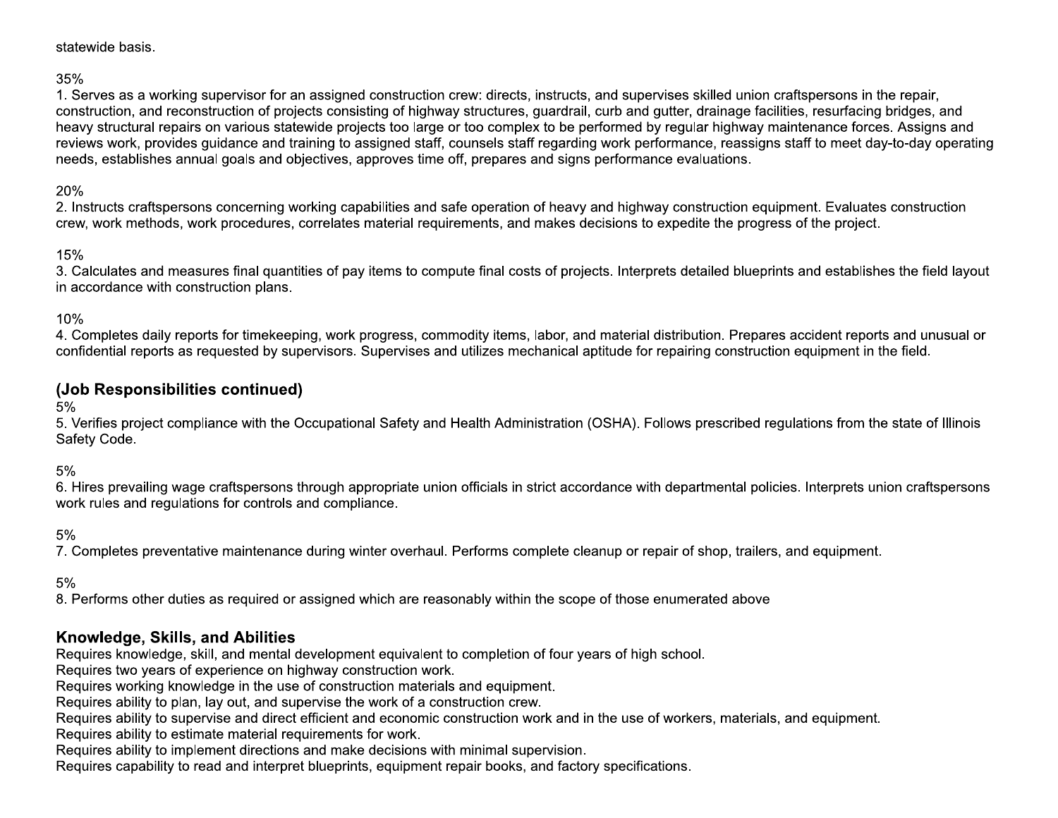statewide basis.

35%
1. Serves as a working supervisor for an assigned construction crew: directs, instructs, and supervises skilled union craftspersons in the repair, construction, and reconstruction of projects consisting of highway structures, guardrail, curb and gutter, drainage facilities, resurfacing bridges, and heavy structural repairs on various statewide projects too large or too complex to be performed by regular highway maintenance forces. Assigns and reviews work, provides guidance and training to assigned staff, counsels staff regarding work performance, reassigns staff to meet day-to-day operating needs, establishes annual goals and objectives, approves time off, prepares and signs performance evaluations.

20%
2. Instructs craftspersons concerning working capabilities and safe operation of heavy and highway construction equipment. Evaluates construction crew, work methods, work procedures, correlates material requirements, and makes decisions to expedite the progress of the project.

15%
3. Calculates and measures final quantities of pay items to compute final costs of projects. Interprets detailed blueprints and establishes the field layout in accordance with construction plans.

10%
4. Completes daily reports for timekeeping, work progress, commodity items, labor, and material distribution. Prepares accident reports and unusual or confidential reports as requested by supervisors. Supervises and utilizes mechanical aptitude for repairing construction equipment in the field.

### (Job Responsibilities continued)

5%
5. Verifies project compliance with the Occupational Safety and Health Administration (OSHA). Follows prescribed regulations from the state of Illinois Safety Code.

5%
6. Hires prevailing wage craftspersons through appropriate union officials in strict accordance with departmental policies. Interprets union craftspersons work rules and regulations for controls and compliance.

5%
7. Completes preventative maintenance during winter overhaul. Performs complete cleanup or repair of shop, trailers, and equipment.

5%
8. Performs other duties as required or assigned which are reasonably within the scope of those enumerated above

### Knowledge, Skills, and Abilities

Requires knowledge, skill, and mental development equivalent to completion of four years of high school.
Requires two years of experience on highway construction work.
Requires working knowledge in the use of construction materials and equipment.
Requires ability to plan, lay out, and supervise the work of a construction crew.
Requires ability to supervise and direct efficient and economic construction work and in the use of workers, materials, and equipment.
Requires ability to estimate material requirements for work.
Requires ability to implement directions and make decisions with minimal supervision.
Requires capability to read and interpret blueprints, equipment repair books, and factory specifications.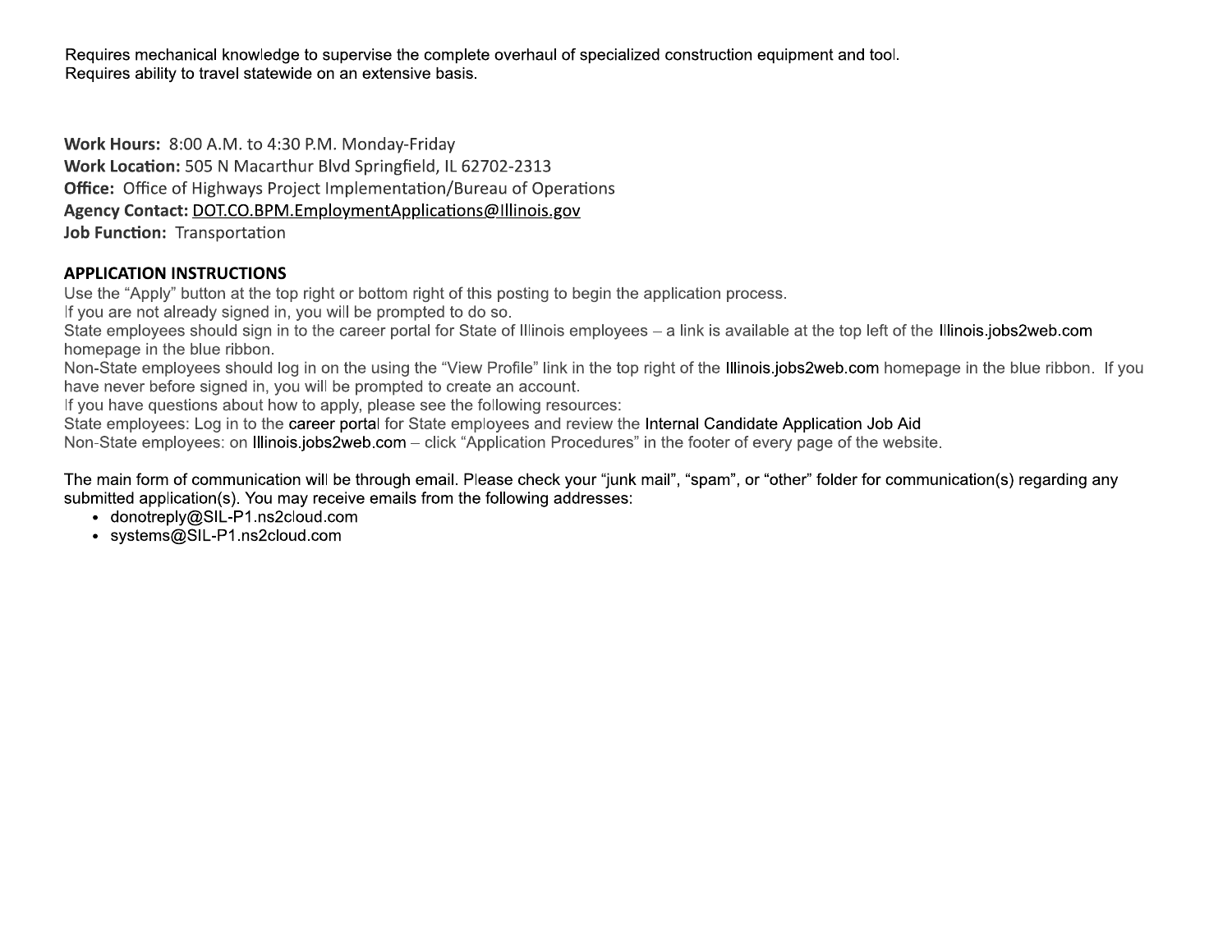Requires mechanical knowledge to supervise the complete overhaul of specialized construction equipment and tool.
Requires ability to travel statewide on an extensive basis.

**Work Hours:** 8:00 A.M. to 4:30 P.M. Monday-Friday
**Work Location:** 505 N Macarthur Blvd Springfield, IL 62702-2313
**Office:** Office of Highways Project Implementation/Bureau of Operations
**Agency Contact:** DOT.CO.BPM.EmploymentApplications@Illinois.gov
**Job Function:** Transportation

**APPLICATION INSTRUCTIONS**

Use the “Apply” button at the top right or bottom right of this posting to begin the application process.
If you are not already signed in, you will be prompted to do so.
State employees should sign in to the career portal for State of Illinois employees – a link is available at the top left of the Illinois.jobs2web.com homepage in the blue ribbon.
Non-State employees should log in on the using the “View Profile” link in the top right of the Illinois.jobs2web.com homepage in the blue ribbon. If you have never before signed in, you will be prompted to create an account.
If you have questions about how to apply, please see the following resources:
State employees: Log in to the career portal for State employees and review the Internal Candidate Application Job Aid
Non-State employees: on Illinois.jobs2web.com – click “Application Procedures” in the footer of every page of the website.

The main form of communication will be through email. Please check your “junk mail”, “spam”, or “other” folder for communication(s) regarding any submitted application(s). You may receive emails from the following addresses:

- donotreply@SIL-P1.ns2cloud.com
- systems@SIL-P1.ns2cloud.com